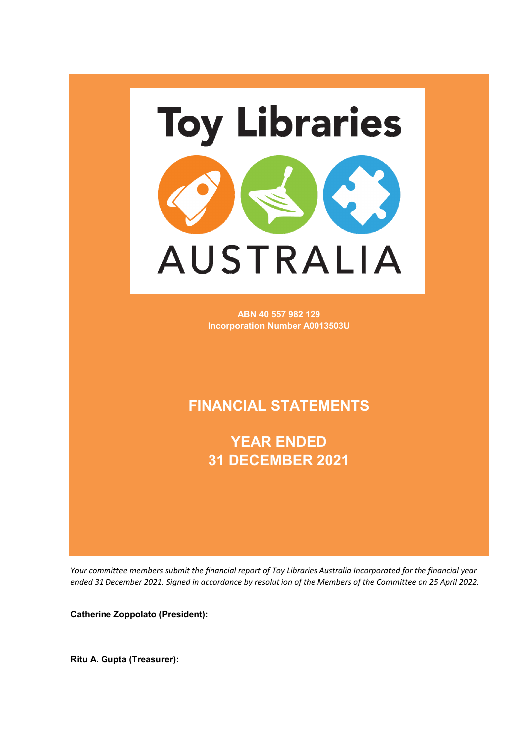# Toy Libraries AUSTRALIA

**ABN 40 557 982 129**
**Incorporation Number A0013503U**

## FINANCIAL STATEMENTS

## YEAR ENDED 31 DECEMBER 2021

*Your committee members submit the financial report of Toy Libraries Australia Incorporated for the financial year ended 31 December 2021. Signed in accordance by resolut ion of the Members of the Committee on 25 April 2022.*

**Catherine Zoppolato (President):**

**Ritu A. Gupta (Treasurer):**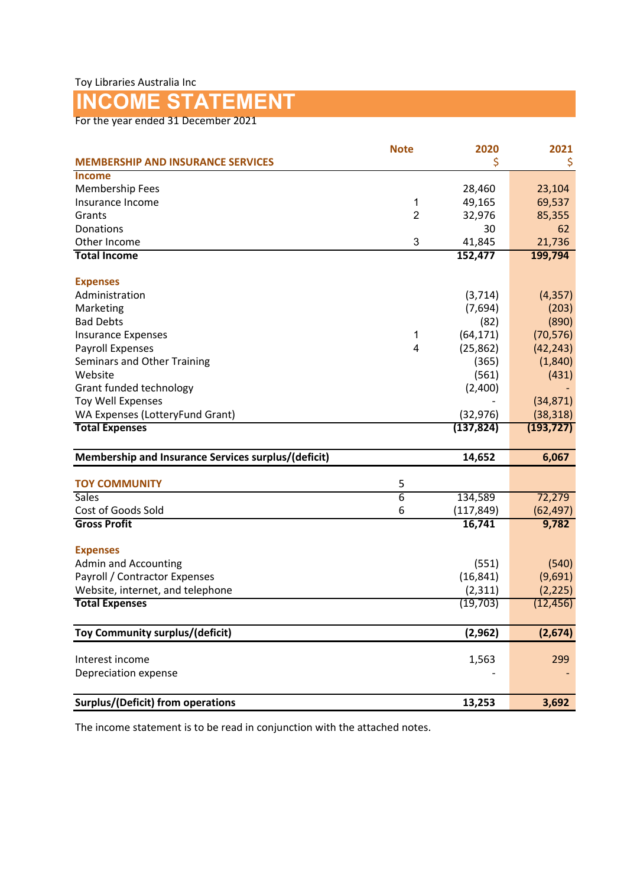Toy Libraries Australia Inc

# INCOME STATEMENT

For the year ended 31 December 2021

| | Note | 2020 | 2021 |
|---|---|---|---|
| **MEMBERSHIP AND INSURANCE SERVICES** | | $ | $ |
| **Income** | | | |
| Membership Fees | | 28,460 | 23,104 |
| Insurance Income | 1 | 49,165 | 69,537 |
| Grants | 2 | 32,976 | 85,355 |
| Donations | | 30 | 62 |
| Other Income | 3 | 41,845 | 21,736 |
| **Total Income** | | **152,477** | **199,794** |
| | | | |
| **Expenses** | | | |
| Administration | | (3,714) | (4,357) |
| Marketing | | (7,694) | (203) |
| Bad Debts | | (82) | (890) |
| Insurance Expenses | 1 | (64,171) | (70,576) |
| Payroll Expenses | 4 | (25,862) | (42,243) |
| Seminars and Other Training | | (365) | (1,840) |
| Website | | (561) | (431) |
| Grant funded technology | | (2,400) | - |
| Toy Well Expenses | | - | (34,871) |
| WA Expenses (LotteryFund Grant) | | (32,976) | (38,318) |
| **Total Expenses** | | **(137,824)** | **(193,727)** |
| | | | |
| **Membership and Insurance Services surplus/(deficit)** | | **14,652** | **6,067** |
| | | | |
| **TOY COMMUNITY** | 5 | | |
| Sales | 6 | 134,589 | 72,279 |
| Cost of Goods Sold | 6 | (117,849) | (62,497) |
| **Gross Profit** | | **16,741** | **9,782** |
| | | | |
| **Expenses** | | | |
| Admin and Accounting | | (551) | (540) |
| Payroll / Contractor Expenses | | (16,841) | (9,691) |
| Website, internet, and telephone | | (2,311) | (2,225) |
| **Total Expenses** | | (19,703) | (12,456) |
| | | | |
| **Toy Community surplus/(deficit)** | | **(2,962)** | **(2,674)** |
| | | | |
| Interest income | | 1,563 | 299 |
| Depreciation expense | | - | - |
| | | | |
| **Surplus/(Deficit) from operations** | | **13,253** | **3,692** |

The income statement is to be read in conjunction with the attached notes.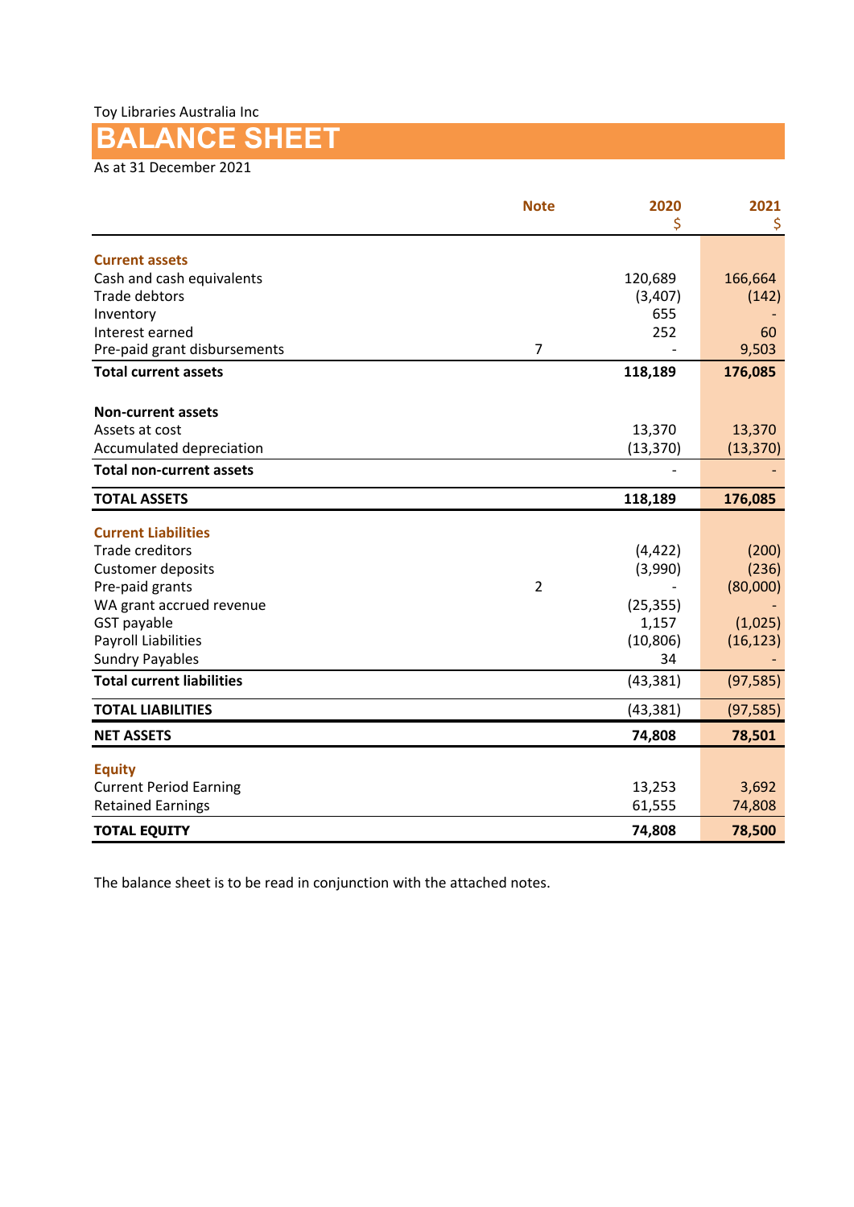Toy Libraries Australia Inc

# BALANCE SHEET

As at 31 December 2021

| | Note | 2020<br>$ | 2021<br>$ |
|---|---|---|---|
| **Current assets** | | | |
| Cash and cash equivalents | | 120,689 | 166,664 |
| Trade debtors | | (3,407) | (142) |
| Inventory | | 655 | - |
| Interest earned | | 252 | 60 |
| Pre-paid grant disbursements | 7 | - | 9,503 |
| **Total current assets** | | **118,189** | **176,085** |
| | | | |
| **Non-current assets** | | | |
| Assets at cost | | 13,370 | 13,370 |
| Accumulated depreciation | | (13,370) | (13,370) |
| **Total non-current assets** | | - | - |
| **TOTAL ASSETS** | | **118,189** | **176,085** |
| | | | |
| **Current Liabilities** | | | |
| Trade creditors | | (4,422) | (200) |
| Customer deposits | | (3,990) | (236) |
| Pre-paid grants | 2 | - | (80,000) |
| WA grant accrued revenue | | (25,355) | - |
| GST payable | | 1,157 | (1,025) |
| Payroll Liabilities | | (10,806) | (16,123) |
| Sundry Payables | | 34 | - |
| **Total current liabilities** | | (43,381) | (97,585) |
| **TOTAL LIABILITIES** | | (43,381) | (97,585) |
| **NET ASSETS** | | **74,808** | **78,501** |
| | | | |
| **Equity** | | | |
| Current Period Earning | | 13,253 | 3,692 |
| Retained Earnings | | 61,555 | 74,808 |
| **TOTAL EQUITY** | | **74,808** | **78,500** |

The balance sheet is to be read in conjunction with the attached notes.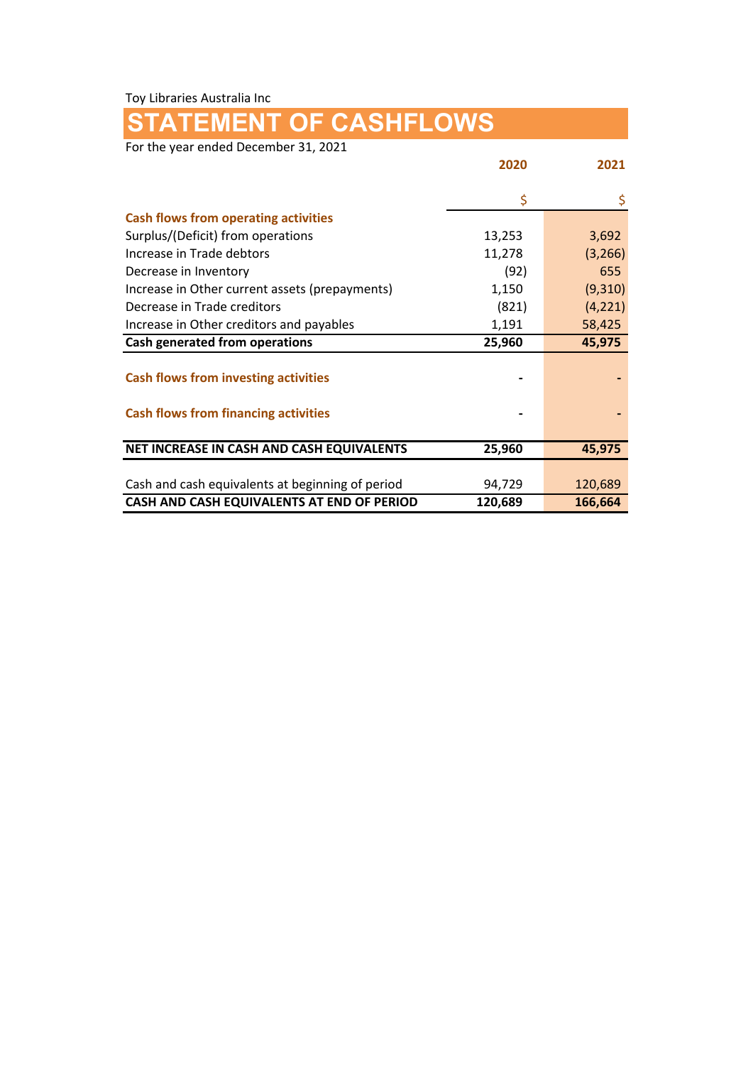Toy Libraries Australia Inc

# STATEMENT OF CASHFLOWS

For the year ended December 31, 2021

| | 2020 | 2021 |
|---|---|---|
| | $ | $ |
| **Cash flows from operating activities** | | |
| Surplus/(Deficit) from operations | 13,253 | 3,692 |
| Increase in Trade debtors | 11,278 | (3,266) |
| Decrease in Inventory | (92) | 655 |
| Increase in Other current assets (prepayments) | 1,150 | (9,310) |
| Decrease in Trade creditors | (821) | (4,221) |
| Increase in Other creditors and payables | 1,191 | 58,425 |
| **Cash generated from operations** | **25,960** | **45,975** |
| **Cash flows from investing activities** | - | - |
| **Cash flows from financing activities** | - | - |
| **NET INCREASE IN CASH AND CASH EQUIVALENTS** | **25,960** | **45,975** |
| Cash and cash equivalents at beginning of period | 94,729 | 120,689 |
| **CASH AND CASH EQUIVALENTS AT END OF PERIOD** | **120,689** | **166,664** |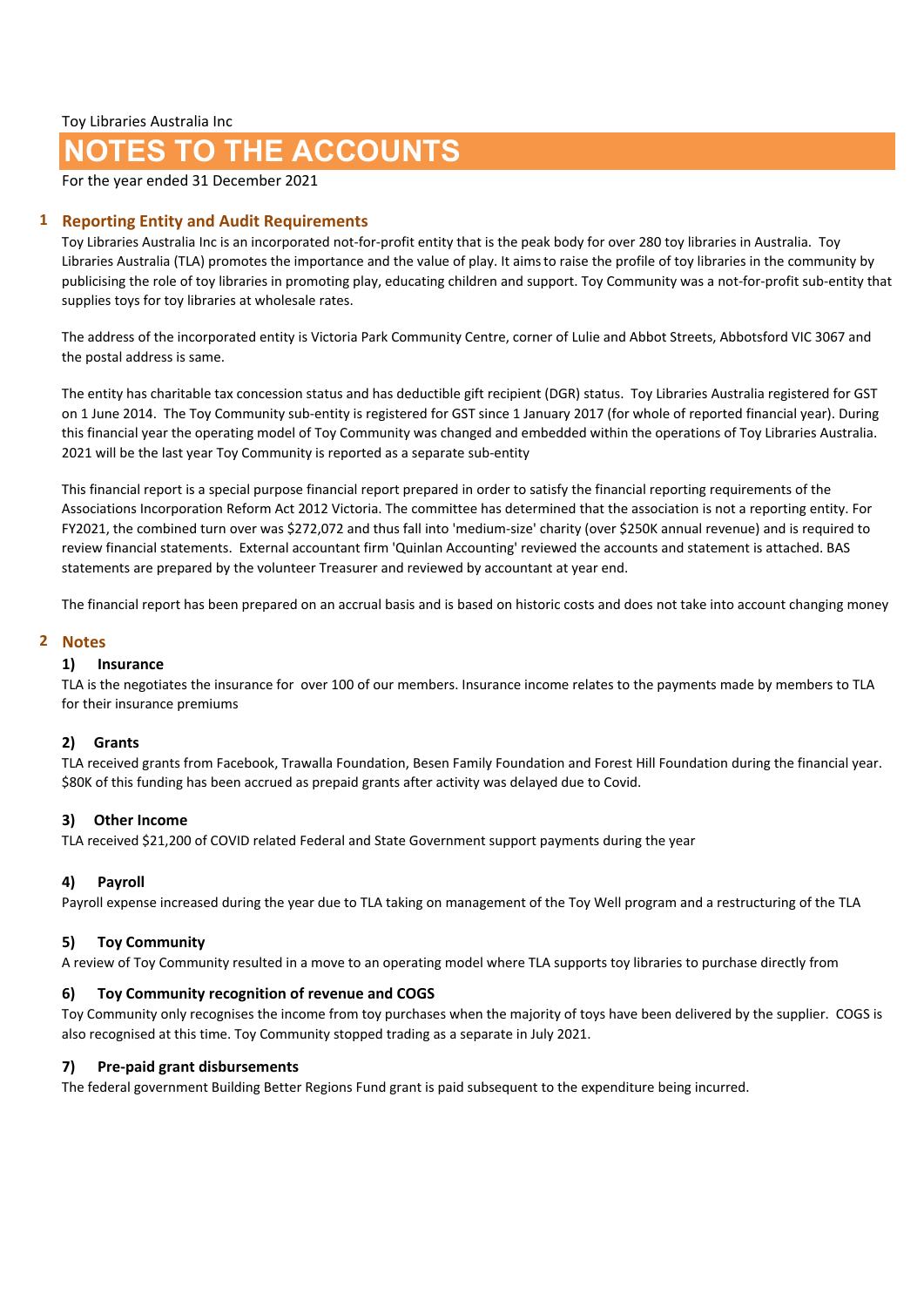Toy Libraries Australia Inc

# NOTES TO THE ACCOUNTS

For the year ended 31 December 2021

## 1 Reporting Entity and Audit Requirements

Toy Libraries Australia Inc is an incorporated not-for-profit entity that is the peak body for over 280 toy libraries in Australia. Toy Libraries Australia (TLA) promotes the importance and the value of play. It aims to raise the profile of toy libraries in the community by publicising the role of toy libraries in promoting play, educating children and support. Toy Community was a not-for-profit sub-entity that supplies toys for toy libraries at wholesale rates.

The address of the incorporated entity is Victoria Park Community Centre, corner of Lulie and Abbot Streets, Abbotsford VIC 3067 and the postal address is same.

The entity has charitable tax concession status and has deductible gift recipient (DGR) status. Toy Libraries Australia registered for GST on 1 June 2014. The Toy Community sub-entity is registered for GST since 1 January 2017 (for whole of reported financial year). During this financial year the operating model of Toy Community was changed and embedded within the operations of Toy Libraries Australia. 2021 will be the last year Toy Community is reported as a separate sub-entity

This financial report is a special purpose financial report prepared in order to satisfy the financial reporting requirements of the Associations Incorporation Reform Act 2012 Victoria. The committee has determined that the association is not a reporting entity. For FY2021, the combined turn over was $272,072 and thus fall into 'medium-size' charity (over $250K annual revenue) and is required to review financial statements. External accountant firm 'Quinlan Accounting' reviewed the accounts and statement is attached. BAS statements are prepared by the volunteer Treasurer and reviewed by accountant at year end.

The financial report has been prepared on an accrual basis and is based on historic costs and does not take into account changing money

## 2 Notes

### 1) Insurance

TLA is the negotiates the insurance for over 100 of our members. Insurance income relates to the payments made by members to TLA for their insurance premiums

### 2) Grants

TLA received grants from Facebook, Trawalla Foundation, Besen Family Foundation and Forest Hill Foundation during the financial year. $80K of this funding has been accrued as prepaid grants after activity was delayed due to Covid.

### 3) Other Income

TLA received $21,200 of COVID related Federal and State Government support payments during the year

### 4) Payroll

Payroll expense increased during the year due to TLA taking on management of the Toy Well program and a restructuring of the TLA

### 5) Toy Community

A review of Toy Community resulted in a move to an operating model where TLA supports toy libraries to purchase directly from

### 6) Toy Community recognition of revenue and COGS

Toy Community only recognises the income from toy purchases when the majority of toys have been delivered by the supplier. COGS is also recognised at this time. Toy Community stopped trading as a separate in July 2021.

### 7) Pre-paid grant disbursements

The federal government Building Better Regions Fund grant is paid subsequent to the expenditure being incurred.